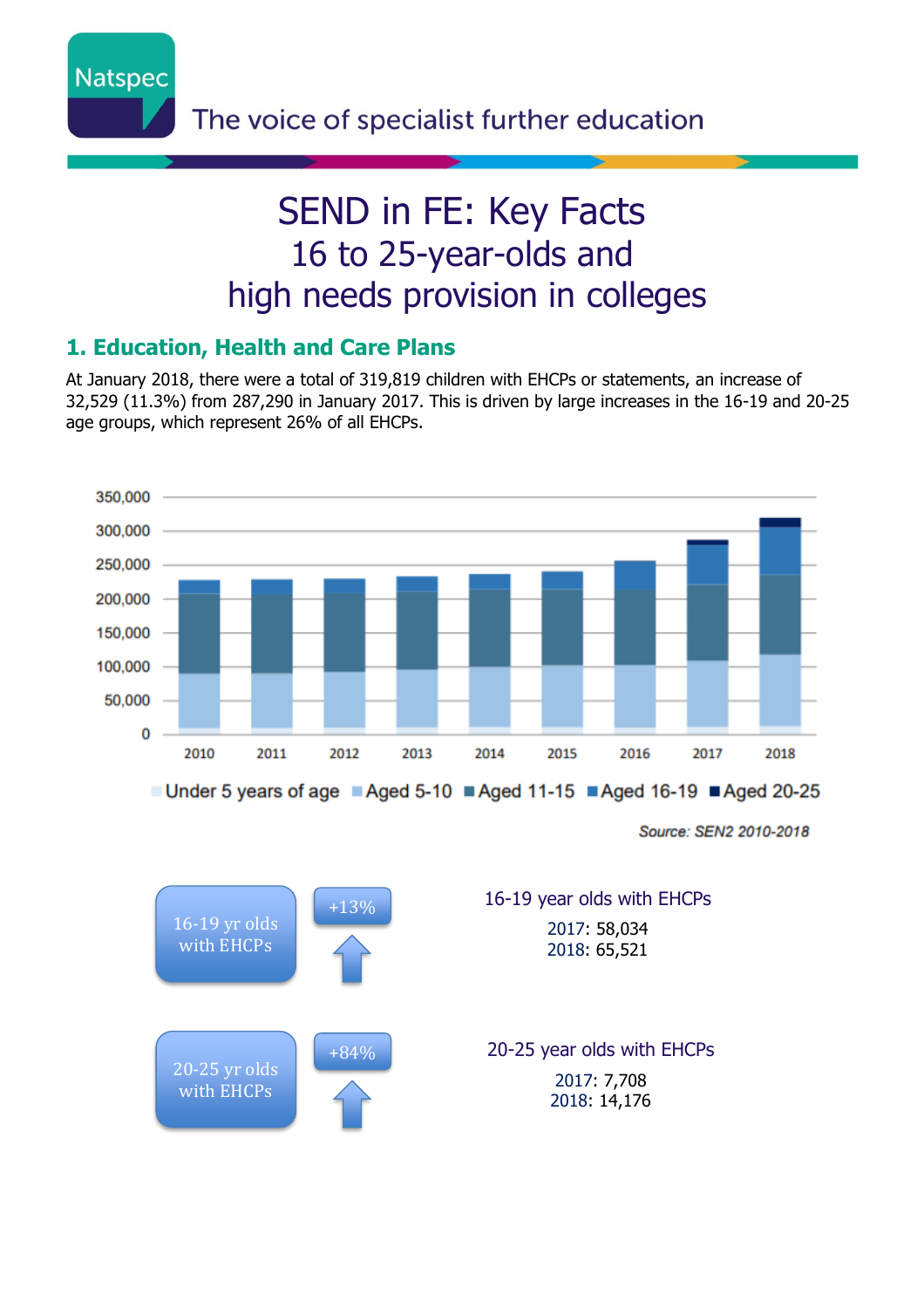Natspec

The voice of specialist further education

# SEND in FE: Key Facts
## 16 to 25-year-olds and high needs provision in colleges

## 1. Education, Health and Care Plans

At January 2018, there were a total of 319,819 children with EHCPs or statements, an increase of 32,529 (11.3%) from 287,290 in January 2017. This is driven by large increases in the 16-19 and 20-25 age groups, which represent 26% of all EHCPs.

Under 5 years of age | Aged 5-10 | Aged 11-15 | Aged 16-19 | Aged 20-25

*Source: SEN2 2010-2018*

16-19 yr olds with EHCPs **+13%**

**16-19 year olds with EHCPs**

2017: 58,034
2018: 65,521

20-25 yr olds with EHCPs **+84%**

**20-25 year olds with EHCPs**

2017: 7,708
2018: 14,176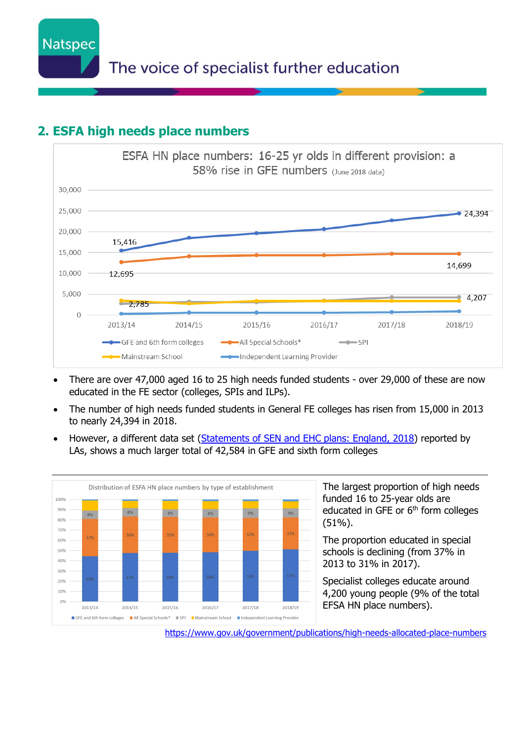## 2. ESFA high needs place numbers

ESFA HN place numbers: 16-25 yr olds in different provision: a 58% rise in GFE numbers (June 2018 data)

- There are over 47,000 aged 16 to 25 high needs funded students - over 29,000 of these are now educated in the FE sector (colleges, SPIs and ILPs).
- The number of high needs funded students in General FE colleges has risen from 15,000 in 2013 to nearly 24,394 in 2018.
- However, a different data set ([Statements of SEN and EHC plans: England, 2018]) reported by LAs, shows a much larger total of 42,584 in GFE and sixth form colleges

Distribution of ESFA HN place numbers by type of establishment

The largest proportion of high needs funded 16 to 25-year olds are educated in GFE or 6th form colleges (51%).

The proportion educated in special schools is declining (from 37% in 2013 to 31% in 2017).

Specialist colleges educate around 4,200 young people (9% of the total EFSA HN place numbers).

https://www.gov.uk/government/publications/high-needs-allocated-place-numbers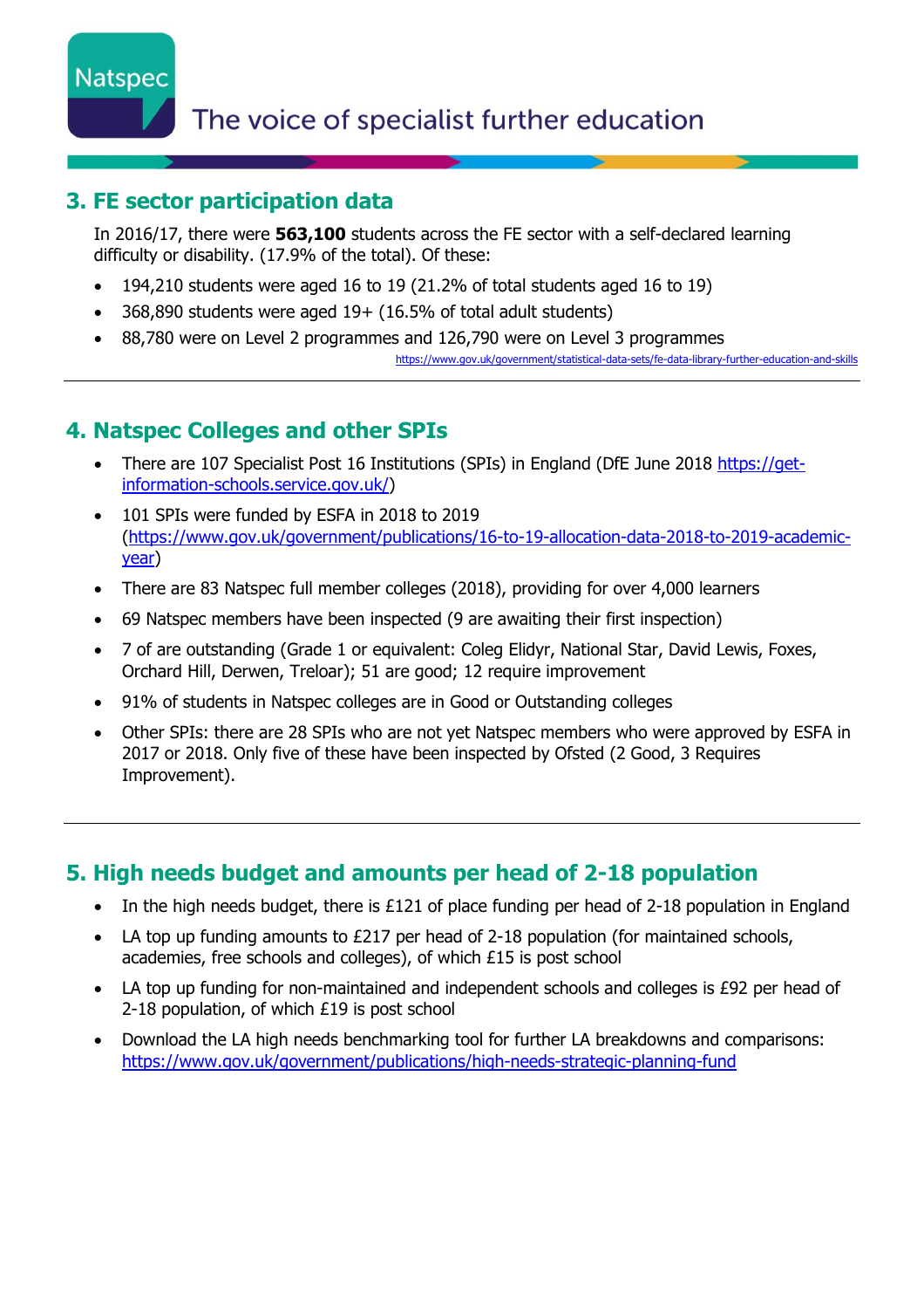## 3. FE sector participation data

In 2016/17, there were **563,100** students across the FE sector with a self-declared learning difficulty or disability. (17.9% of the total). Of these:

- 194,210 students were aged 16 to 19 (21.2% of total students aged 16 to 19)
- 368,890 students were aged 19+ (16.5% of total adult students)
- 88,780 were on Level 2 programmes and 126,790 were on Level 3 programmes

https://www.gov.uk/government/statistical-data-sets/fe-data-library-further-education-and-skills

---

## 4. Natspec Colleges and other SPIs

- There are 107 Specialist Post 16 Institutions (SPIs) in England (DfE June 2018 https://get-information-schools.service.gov.uk/)
- 101 SPIs were funded by ESFA in 2018 to 2019 (https://www.gov.uk/government/publications/16-to-19-allocation-data-2018-to-2019-academic-year)
- There are 83 Natspec full member colleges (2018), providing for over 4,000 learners
- 69 Natspec members have been inspected (9 are awaiting their first inspection)
- 7 of are outstanding (Grade 1 or equivalent: Coleg Elidyr, National Star, David Lewis, Foxes, Orchard Hill, Derwen, Treloar); 51 are good; 12 require improvement
- 91% of students in Natspec colleges are in Good or Outstanding colleges
- Other SPIs: there are 28 SPIs who are not yet Natspec members who were approved by ESFA in 2017 or 2018. Only five of these have been inspected by Ofsted (2 Good, 3 Requires Improvement).

---

## 5. High needs budget and amounts per head of 2-18 population

- In the high needs budget, there is £121 of place funding per head of 2-18 population in England
- LA top up funding amounts to £217 per head of 2-18 population (for maintained schools, academies, free schools and colleges), of which £15 is post school
- LA top up funding for non-maintained and independent schools and colleges is £92 per head of 2-18 population, of which £19 is post school
- Download the LA high needs benchmarking tool for further LA breakdowns and comparisons: https://www.gov.uk/government/publications/high-needs-strategic-planning-fund